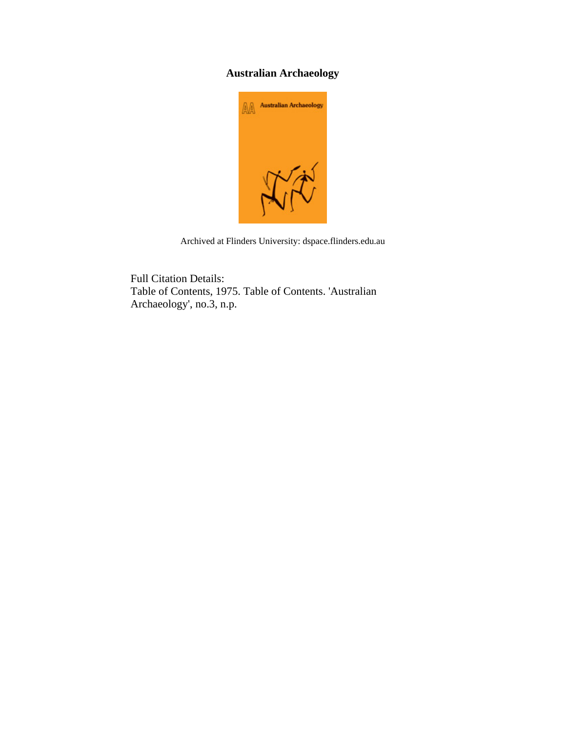# Australian Archaeology

Archived at Flinders University: dspace.flinders.edu.au

Full Citation Details:
Table of Contents, 1975. Table of Contents. 'Australian Archaeology', no.3, n.p.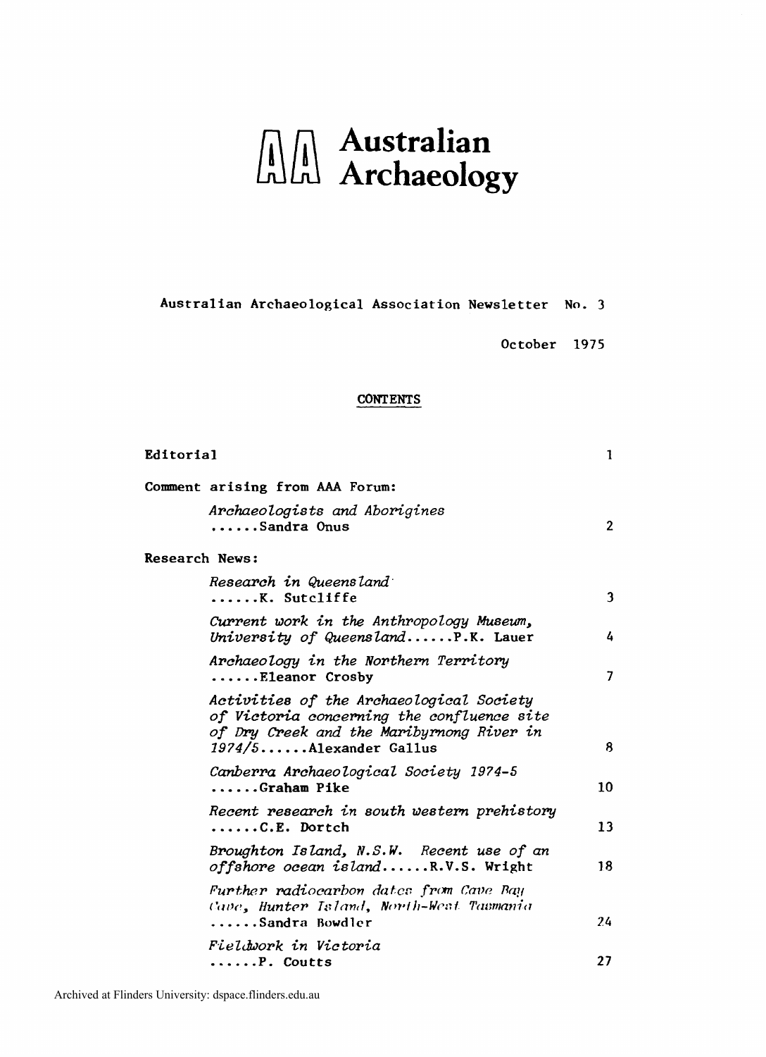# Australian Archaeology

Australian Archaeological Association Newsletter No. 3

October 1975

## CONTENTS

| | |
|---|---|
| **Editorial** | 1 |
| **Comment arising from AAA Forum:** | |
| *Archaeologists and Aborigines* ......Sandra Onus | 2 |
| **Research News:** | |
| *Research in Queensland* ......K. Sutcliffe | 3 |
| *Current work in the Anthropology Museum, University of Queensland*......P.K. Lauer | 4 |
| *Archaeology in the Northern Territory* ......Eleanor Crosby | 7 |
| *Activities of the Archaeological Society of Victoria concerning the confluence site of Dry Creek and the Maribyrnong River in 1974/5*......Alexander Gallus | 8 |
| *Canberra Archaeological Society 1974-5* ......Graham Pike | 10 |
| *Recent research in south western prehistory* ......C.E. Dortch | 13 |
| *Broughton Island, N.S.W. Recent use of an offshore ocean island*......R.V.S. Wright | 18 |
| *Further radiocarbon dates from Cave Bay Cave, Hunter Island, North-West Tasmania* ......Sandra Bowdler | 24 |
| *Fieldwork in Victoria* ......P. Coutts | 27 |

Archived at Flinders University: dspace.flinders.edu.au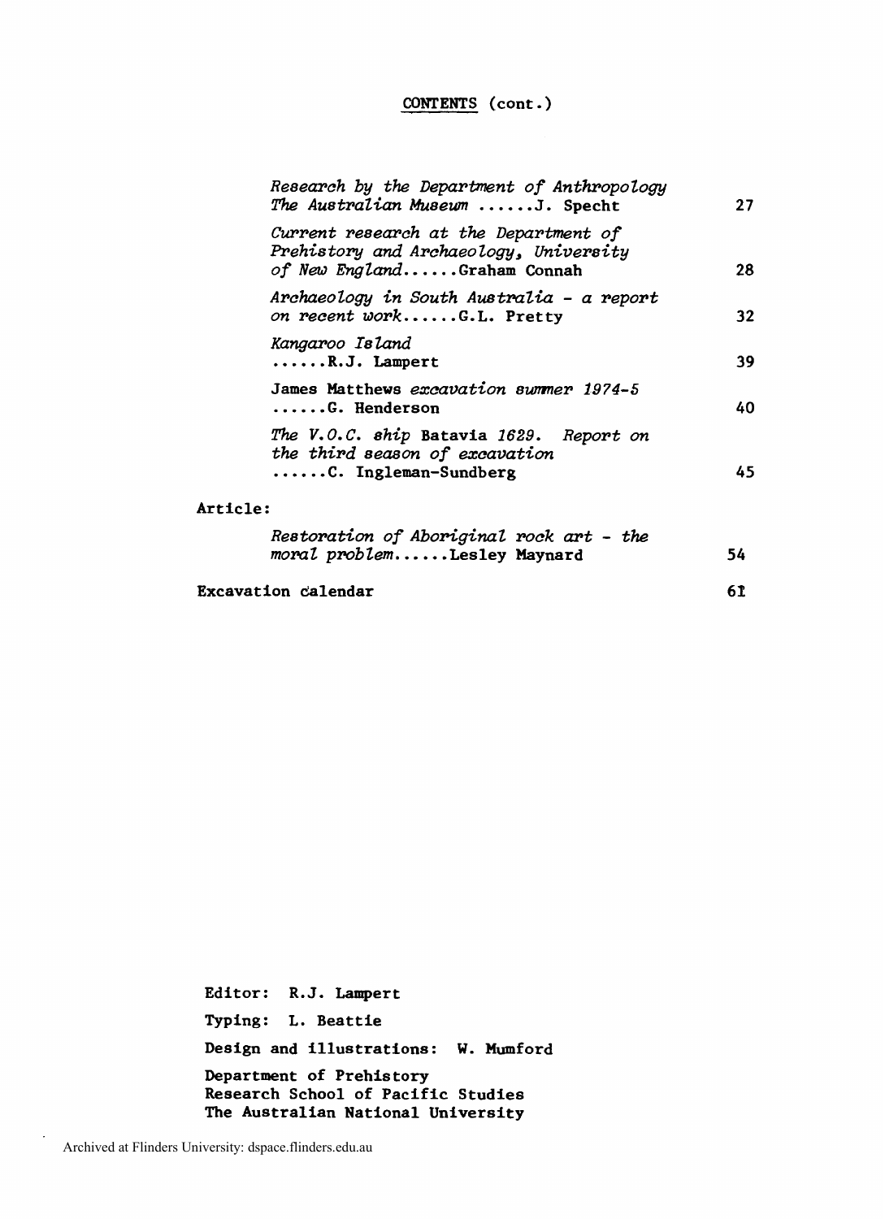## CONTENTS (cont.)

*Research by the Department of Anthropology The Australian Museum* ......J. Specht 27

*Current research at the Department of Prehistory and Archaeology, University of New England*......Graham Connah 28

*Archaeology in South Australia - a report on recent work*......G.L. Pretty 32

*Kangaroo Island* ......R.J. Lampert 39

James Matthews *excavation summer 1974-5* ......G. Henderson 40

*The V.O.C. ship* Batavia *1629. Report on the third season of excavation* ......C. Ingleman-Sundberg 45

**Article:**

*Restoration of Aboriginal rock art - the moral problem*......Lesley Maynard 54

Excavation calendar 61

Editor: R.J. Lampert

Typing: L. Beattie

Design and illustrations: W. Mumford

Department of Prehistory
Research School of Pacific Studies
The Australian National University

Archived at Flinders University: dspace.flinders.edu.au